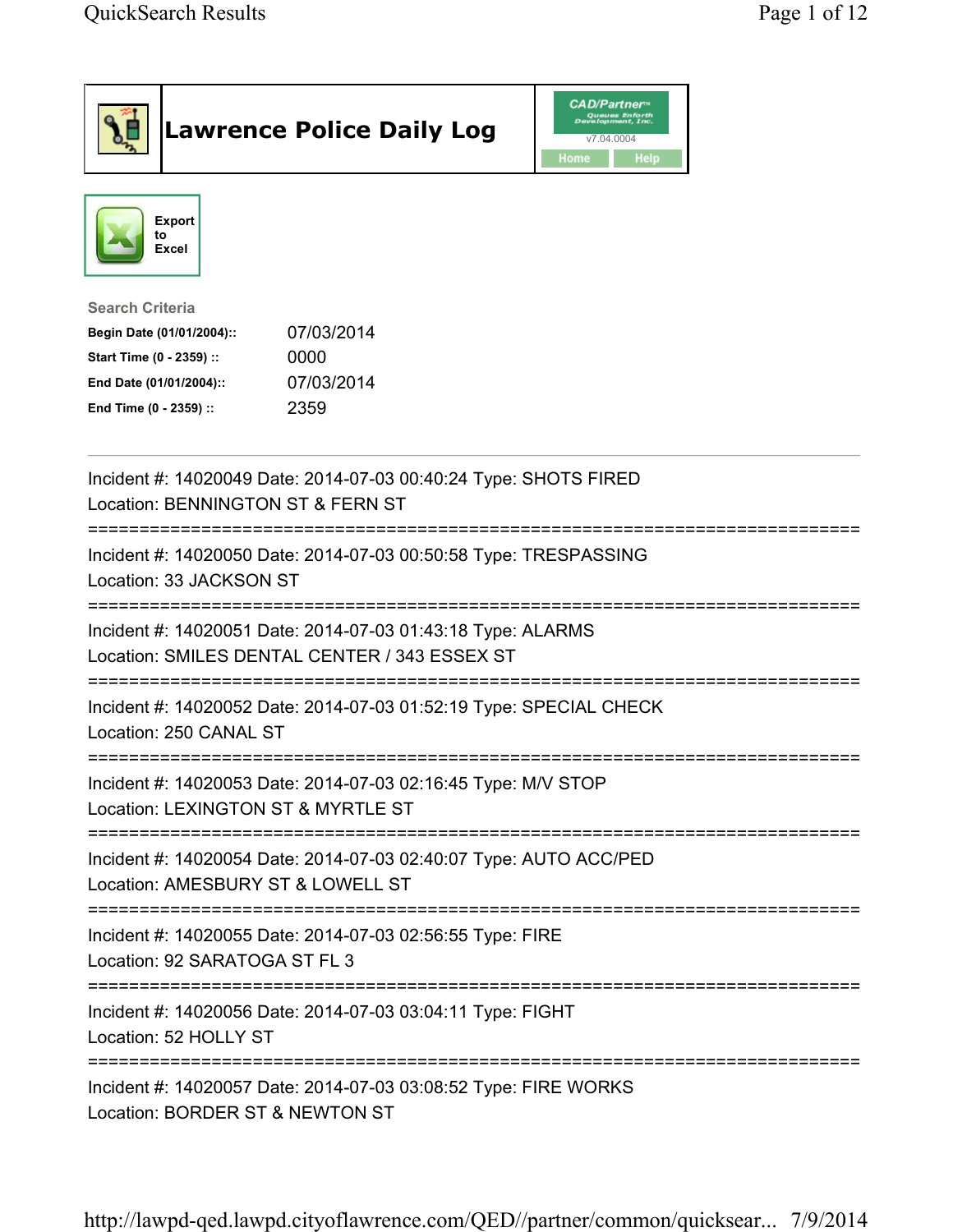# Lawrence Police Daily Log

CAD/Partner™
v7.04.0004
Home Help

Export to Excel

**Search Criteria**

| | |
|---|---|
| **Begin Date (01/01/2004)::** | 07/03/2014 |
| **Start Time (0 - 2359) ::** | 0000 |
| **End Date (01/01/2004)::** | 07/03/2014 |
| **End Time (0 - 2359) ::** | 2359 |

---

Incident #: 14020049 Date: 2014-07-03 00:40:24 Type: SHOTS FIRED
Location: BENNINGTON ST & FERN ST

===========================================================================

Incident #: 14020050 Date: 2014-07-03 00:50:58 Type: TRESPASSING
Location: 33 JACKSON ST

===========================================================================

Incident #: 14020051 Date: 2014-07-03 01:43:18 Type: ALARMS
Location: SMILES DENTAL CENTER / 343 ESSEX ST

===========================================================================

Incident #: 14020052 Date: 2014-07-03 01:52:19 Type: SPECIAL CHECK
Location: 250 CANAL ST

===========================================================================

Incident #: 14020053 Date: 2014-07-03 02:16:45 Type: M/V STOP
Location: LEXINGTON ST & MYRTLE ST

===========================================================================

Incident #: 14020054 Date: 2014-07-03 02:40:07 Type: AUTO ACC/PED
Location: AMESBURY ST & LOWELL ST

===========================================================================

Incident #: 14020055 Date: 2014-07-03 02:56:55 Type: FIRE
Location: 92 SARATOGA ST FL 3

===========================================================================

Incident #: 14020056 Date: 2014-07-03 03:04:11 Type: FIGHT
Location: 52 HOLLY ST

===========================================================================

Incident #: 14020057 Date: 2014-07-03 03:08:52 Type: FIRE WORKS
Location: BORDER ST & NEWTON ST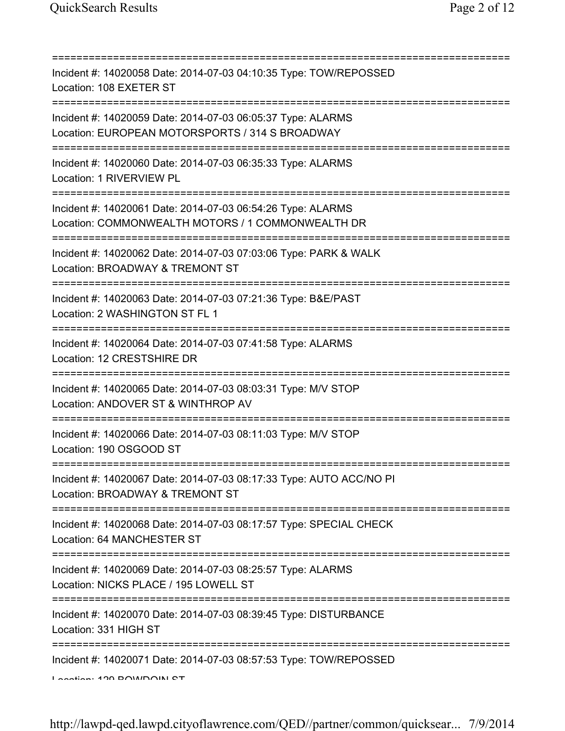===========================================================================

Incident #: 14020058 Date: 2014-07-03 04:10:35 Type: TOW/REPOSSED
Location: 108 EXETER ST

===========================================================================

Incident #: 14020059 Date: 2014-07-03 06:05:37 Type: ALARMS
Location: EUROPEAN MOTORSPORTS / 314 S BROADWAY

===========================================================================

Incident #: 14020060 Date: 2014-07-03 06:35:33 Type: ALARMS
Location: 1 RIVERVIEW PL

===========================================================================

Incident #: 14020061 Date: 2014-07-03 06:54:26 Type: ALARMS
Location: COMMONWEALTH MOTORS / 1 COMMONWEALTH DR

===========================================================================

Incident #: 14020062 Date: 2014-07-03 07:03:06 Type: PARK & WALK
Location: BROADWAY & TREMONT ST

===========================================================================

Incident #: 14020063 Date: 2014-07-03 07:21:36 Type: B&E/PAST
Location: 2 WASHINGTON ST FL 1

===========================================================================

Incident #: 14020064 Date: 2014-07-03 07:41:58 Type: ALARMS
Location: 12 CRESTSHIRE DR

===========================================================================

Incident #: 14020065 Date: 2014-07-03 08:03:31 Type: M/V STOP
Location: ANDOVER ST & WINTHROP AV

===========================================================================

Incident #: 14020066 Date: 2014-07-03 08:11:03 Type: M/V STOP
Location: 190 OSGOOD ST

===========================================================================

Incident #: 14020067 Date: 2014-07-03 08:17:33 Type: AUTO ACC/NO PI
Location: BROADWAY & TREMONT ST

===========================================================================

Incident #: 14020068 Date: 2014-07-03 08:17:57 Type: SPECIAL CHECK
Location: 64 MANCHESTER ST

===========================================================================

Incident #: 14020069 Date: 2014-07-03 08:25:57 Type: ALARMS
Location: NICKS PLACE / 195 LOWELL ST

===========================================================================

Incident #: 14020070 Date: 2014-07-03 08:39:45 Type: DISTURBANCE
Location: 331 HIGH ST

===========================================================================

Incident #: 14020071 Date: 2014-07-03 08:57:53 Type: TOW/REPOSSED
Location: 129 BOWDOIN ST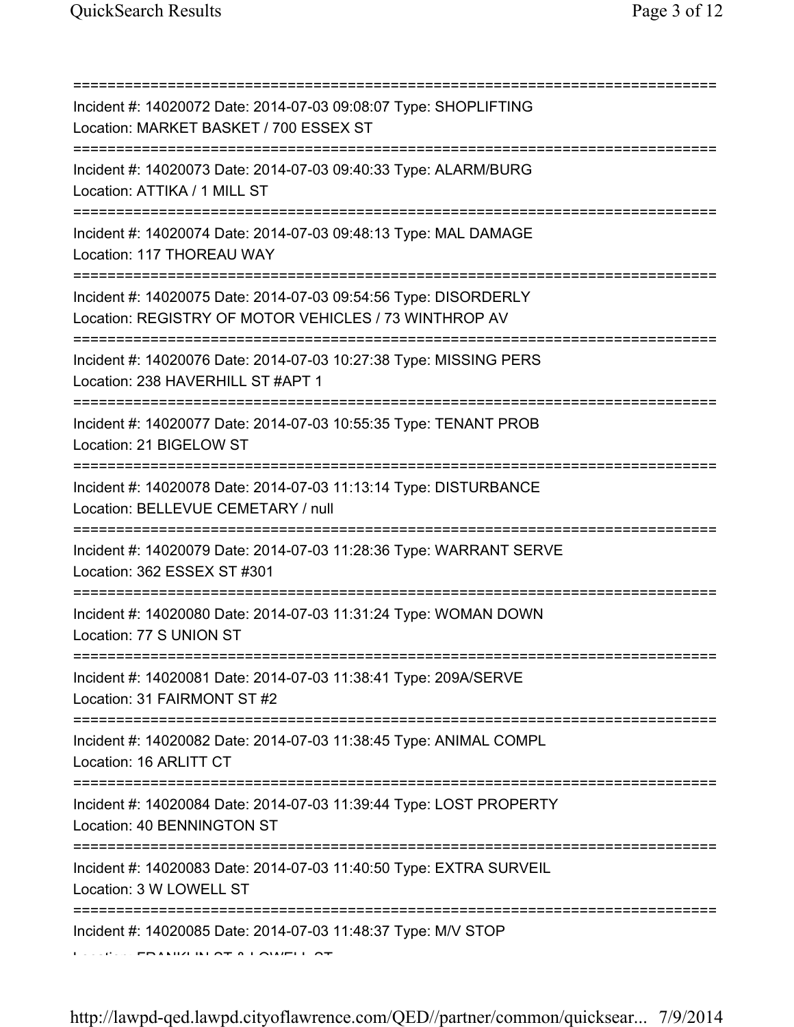===========================================================================

Incident #: 14020072 Date: 2014-07-03 09:08:07 Type: SHOPLIFTING
Location: MARKET BASKET / 700 ESSEX ST

===========================================================================

Incident #: 14020073 Date: 2014-07-03 09:40:33 Type: ALARM/BURG
Location: ATTIKA / 1 MILL ST

===========================================================================

Incident #: 14020074 Date: 2014-07-03 09:48:13 Type: MAL DAMAGE
Location: 117 THOREAU WAY

===========================================================================

Incident #: 14020075 Date: 2014-07-03 09:54:56 Type: DISORDERLY
Location: REGISTRY OF MOTOR VEHICLES / 73 WINTHROP AV

===========================================================================

Incident #: 14020076 Date: 2014-07-03 10:27:38 Type: MISSING PERS
Location: 238 HAVERHILL ST #APT 1

===========================================================================

Incident #: 14020077 Date: 2014-07-03 10:55:35 Type: TENANT PROB
Location: 21 BIGELOW ST

===========================================================================

Incident #: 14020078 Date: 2014-07-03 11:13:14 Type: DISTURBANCE
Location: BELLEVUE CEMETARY / null

===========================================================================

Incident #: 14020079 Date: 2014-07-03 11:28:36 Type: WARRANT SERVE
Location: 362 ESSEX ST #301

===========================================================================

Incident #: 14020080 Date: 2014-07-03 11:31:24 Type: WOMAN DOWN
Location: 77 S UNION ST

===========================================================================

Incident #: 14020081 Date: 2014-07-03 11:38:41 Type: 209A/SERVE
Location: 31 FAIRMONT ST #2

===========================================================================

Incident #: 14020082 Date: 2014-07-03 11:38:45 Type: ANIMAL COMPL
Location: 16 ARLITT CT

===========================================================================

Incident #: 14020084 Date: 2014-07-03 11:39:44 Type: LOST PROPERTY
Location: 40 BENNINGTON ST

===========================================================================

Incident #: 14020083 Date: 2014-07-03 11:40:50 Type: EXTRA SURVEIL
Location: 3 W LOWELL ST

===========================================================================

Incident #: 14020085 Date: 2014-07-03 11:48:37 Type: M/V STOP
Location: FRANKLIN ST & LOWELL ST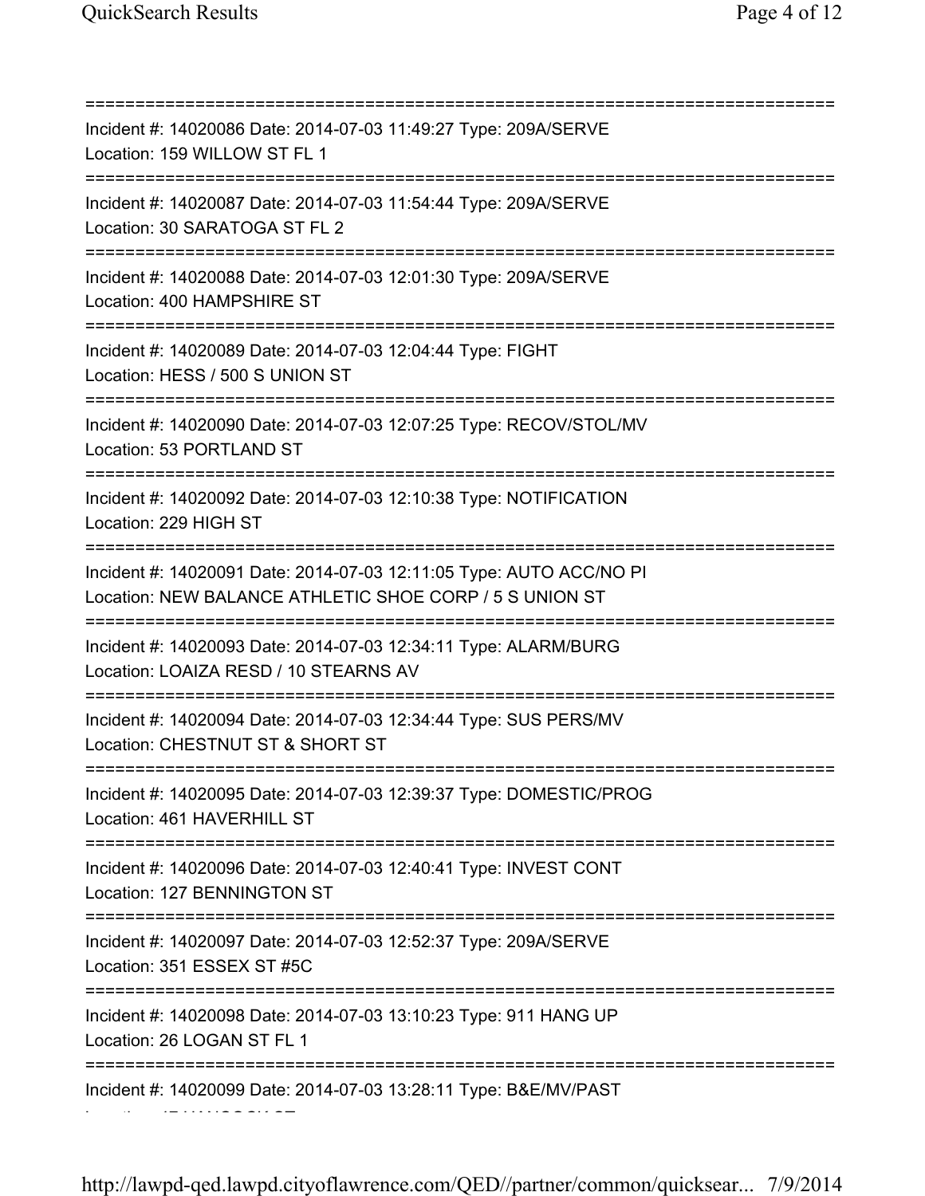===========================================================================
Incident #: 14020086 Date: 2014-07-03 11:49:27 Type: 209A/SERVE
Location: 159 WILLOW ST FL 1
===========================================================================
Incident #: 14020087 Date: 2014-07-03 11:54:44 Type: 209A/SERVE
Location: 30 SARATOGA ST FL 2
===========================================================================
Incident #: 14020088 Date: 2014-07-03 12:01:30 Type: 209A/SERVE
Location: 400 HAMPSHIRE ST
===========================================================================
Incident #: 14020089 Date: 2014-07-03 12:04:44 Type: FIGHT
Location: HESS / 500 S UNION ST
===========================================================================
Incident #: 14020090 Date: 2014-07-03 12:07:25 Type: RECOV/STOL/MV
Location: 53 PORTLAND ST
===========================================================================
Incident #: 14020092 Date: 2014-07-03 12:10:38 Type: NOTIFICATION
Location: 229 HIGH ST
===========================================================================
Incident #: 14020091 Date: 2014-07-03 12:11:05 Type: AUTO ACC/NO PI
Location: NEW BALANCE ATHLETIC SHOE CORP / 5 S UNION ST
===========================================================================
Incident #: 14020093 Date: 2014-07-03 12:34:11 Type: ALARM/BURG
Location: LOAIZA RESD / 10 STEARNS AV
===========================================================================
Incident #: 14020094 Date: 2014-07-03 12:34:44 Type: SUS PERS/MV
Location: CHESTNUT ST & SHORT ST
===========================================================================
Incident #: 14020095 Date: 2014-07-03 12:39:37 Type: DOMESTIC/PROG
Location: 461 HAVERHILL ST
===========================================================================
Incident #: 14020096 Date: 2014-07-03 12:40:41 Type: INVEST CONT
Location: 127 BENNINGTON ST
===========================================================================
Incident #: 14020097 Date: 2014-07-03 12:52:37 Type: 209A/SERVE
Location: 351 ESSEX ST #5C
===========================================================================
Incident #: 14020098 Date: 2014-07-03 13:10:23 Type: 911 HANG UP
Location: 26 LOGAN ST FL 1
===========================================================================
Incident #: 14020099 Date: 2014-07-03 13:28:11 Type: B&E/MV/PAST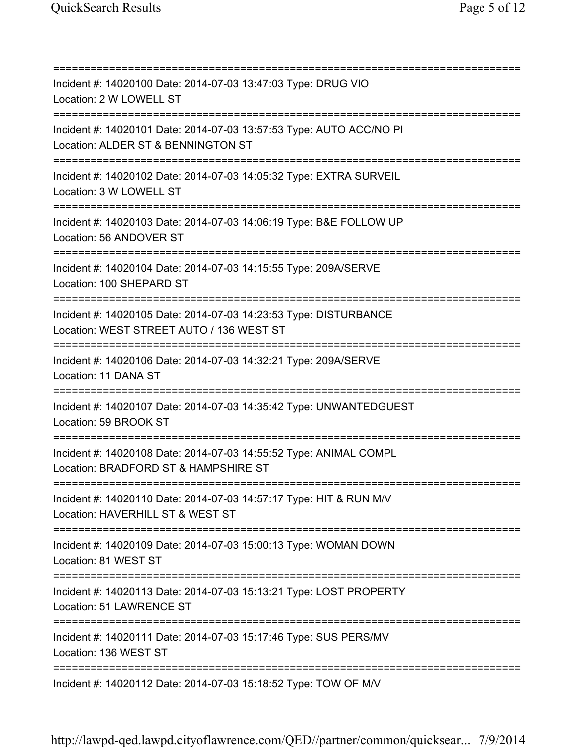===========================================================================
Incident #: 14020100 Date: 2014-07-03 13:47:03 Type: DRUG VIO
Location: 2 W LOWELL ST
===========================================================================
Incident #: 14020101 Date: 2014-07-03 13:57:53 Type: AUTO ACC/NO PI
Location: ALDER ST & BENNINGTON ST
===========================================================================
Incident #: 14020102 Date: 2014-07-03 14:05:32 Type: EXTRA SURVEIL
Location: 3 W LOWELL ST
===========================================================================
Incident #: 14020103 Date: 2014-07-03 14:06:19 Type: B&E FOLLOW UP
Location: 56 ANDOVER ST
===========================================================================
Incident #: 14020104 Date: 2014-07-03 14:15:55 Type: 209A/SERVE
Location: 100 SHEPARD ST
===========================================================================
Incident #: 14020105 Date: 2014-07-03 14:23:53 Type: DISTURBANCE
Location: WEST STREET AUTO / 136 WEST ST
===========================================================================
Incident #: 14020106 Date: 2014-07-03 14:32:21 Type: 209A/SERVE
Location: 11 DANA ST
===========================================================================
Incident #: 14020107 Date: 2014-07-03 14:35:42 Type: UNWANTEDGUEST
Location: 59 BROOK ST
===========================================================================
Incident #: 14020108 Date: 2014-07-03 14:55:52 Type: ANIMAL COMPL
Location: BRADFORD ST & HAMPSHIRE ST
===========================================================================
Incident #: 14020110 Date: 2014-07-03 14:57:17 Type: HIT & RUN M/V
Location: HAVERHILL ST & WEST ST
===========================================================================
Incident #: 14020109 Date: 2014-07-03 15:00:13 Type: WOMAN DOWN
Location: 81 WEST ST
===========================================================================
Incident #: 14020113 Date: 2014-07-03 15:13:21 Type: LOST PROPERTY
Location: 51 LAWRENCE ST
===========================================================================
Incident #: 14020111 Date: 2014-07-03 15:17:46 Type: SUS PERS/MV
Location: 136 WEST ST
===========================================================================
Incident #: 14020112 Date: 2014-07-03 15:18:52 Type: TOW OF M/V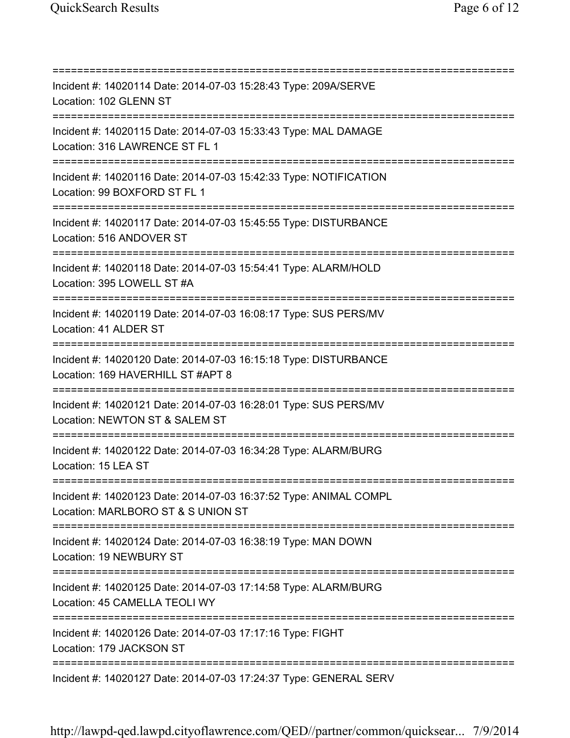===========================================================================

Incident #: 14020114 Date: 2014-07-03 15:28:43 Type: 209A/SERVE
Location: 102 GLENN ST

===========================================================================

Incident #: 14020115 Date: 2014-07-03 15:33:43 Type: MAL DAMAGE
Location: 316 LAWRENCE ST FL 1

===========================================================================

Incident #: 14020116 Date: 2014-07-03 15:42:33 Type: NOTIFICATION
Location: 99 BOXFORD ST FL 1

===========================================================================

Incident #: 14020117 Date: 2014-07-03 15:45:55 Type: DISTURBANCE
Location: 516 ANDOVER ST

===========================================================================

Incident #: 14020118 Date: 2014-07-03 15:54:41 Type: ALARM/HOLD
Location: 395 LOWELL ST #A

===========================================================================

Incident #: 14020119 Date: 2014-07-03 16:08:17 Type: SUS PERS/MV
Location: 41 ALDER ST

===========================================================================

Incident #: 14020120 Date: 2014-07-03 16:15:18 Type: DISTURBANCE
Location: 169 HAVERHILL ST #APT 8

===========================================================================

Incident #: 14020121 Date: 2014-07-03 16:28:01 Type: SUS PERS/MV
Location: NEWTON ST & SALEM ST

===========================================================================

Incident #: 14020122 Date: 2014-07-03 16:34:28 Type: ALARM/BURG
Location: 15 LEA ST

===========================================================================

Incident #: 14020123 Date: 2014-07-03 16:37:52 Type: ANIMAL COMPL
Location: MARLBORO ST & S UNION ST

===========================================================================

Incident #: 14020124 Date: 2014-07-03 16:38:19 Type: MAN DOWN
Location: 19 NEWBURY ST

===========================================================================

Incident #: 14020125 Date: 2014-07-03 17:14:58 Type: ALARM/BURG
Location: 45 CAMELLA TEOLI WY

===========================================================================

Incident #: 14020126 Date: 2014-07-03 17:17:16 Type: FIGHT
Location: 179 JACKSON ST

===========================================================================

Incident #: 14020127 Date: 2014-07-03 17:24:37 Type: GENERAL SERV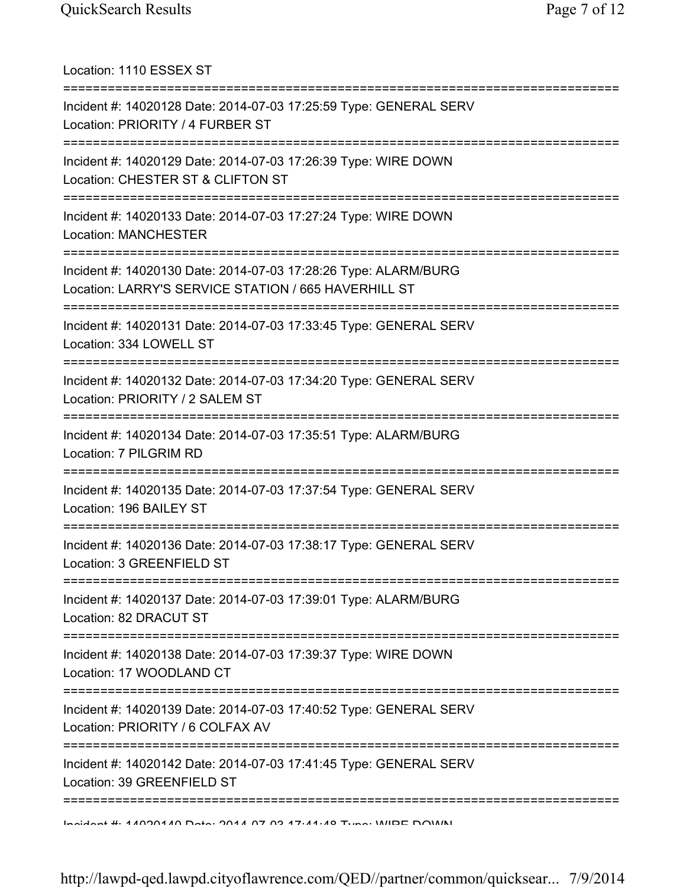Location: 1110 ESSEX ST

===========================================================================

Incident #: 14020128 Date: 2014-07-03 17:25:59 Type: GENERAL SERV
Location: PRIORITY / 4 FURBER ST

===========================================================================

Incident #: 14020129 Date: 2014-07-03 17:26:39 Type: WIRE DOWN
Location: CHESTER ST & CLIFTON ST

===========================================================================

Incident #: 14020133 Date: 2014-07-03 17:27:24 Type: WIRE DOWN
Location: MANCHESTER

===========================================================================

Incident #: 14020130 Date: 2014-07-03 17:28:26 Type: ALARM/BURG
Location: LARRY'S SERVICE STATION / 665 HAVERHILL ST

===========================================================================

Incident #: 14020131 Date: 2014-07-03 17:33:45 Type: GENERAL SERV
Location: 334 LOWELL ST

===========================================================================

Incident #: 14020132 Date: 2014-07-03 17:34:20 Type: GENERAL SERV
Location: PRIORITY / 2 SALEM ST

===========================================================================

Incident #: 14020134 Date: 2014-07-03 17:35:51 Type: ALARM/BURG
Location: 7 PILGRIM RD

===========================================================================

Incident #: 14020135 Date: 2014-07-03 17:37:54 Type: GENERAL SERV
Location: 196 BAILEY ST

===========================================================================

Incident #: 14020136 Date: 2014-07-03 17:38:17 Type: GENERAL SERV
Location: 3 GREENFIELD ST

===========================================================================

Incident #: 14020137 Date: 2014-07-03 17:39:01 Type: ALARM/BURG
Location: 82 DRACUT ST

===========================================================================

Incident #: 14020138 Date: 2014-07-03 17:39:37 Type: WIRE DOWN
Location: 17 WOODLAND CT

===========================================================================

Incident #: 14020139 Date: 2014-07-03 17:40:52 Type: GENERAL SERV
Location: PRIORITY / 6 COLFAX AV

===========================================================================

Incident #: 14020142 Date: 2014-07-03 17:41:45 Type: GENERAL SERV
Location: 39 GREENFIELD ST

===========================================================================

Incident #: 14020140 Date: 2014-07-03 17:41:48 Type: WIRE DOWN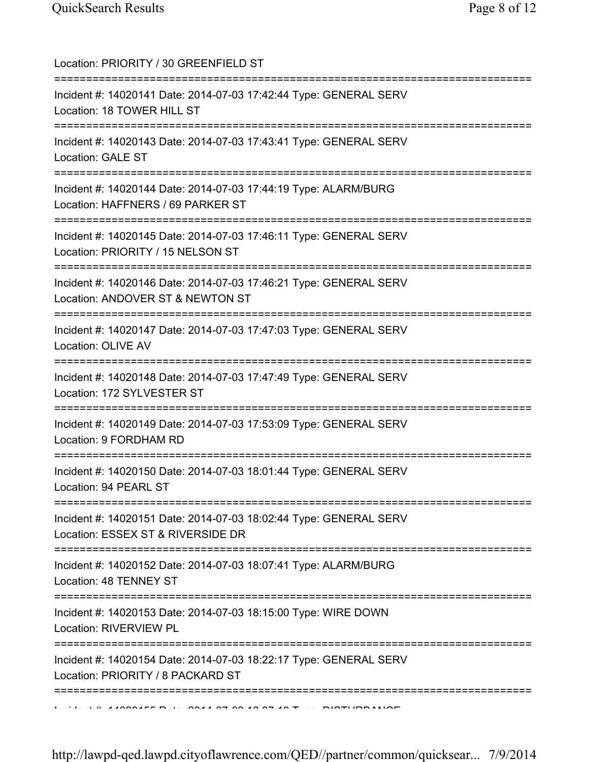Location: PRIORITY / 30 GREENFIELD ST

===========================================================================

Incident #: 14020141 Date: 2014-07-03 17:42:44 Type: GENERAL SERV
Location: 18 TOWER HILL ST

===========================================================================

Incident #: 14020143 Date: 2014-07-03 17:43:41 Type: GENERAL SERV
Location: GALE ST

===========================================================================

Incident #: 14020144 Date: 2014-07-03 17:44:19 Type: ALARM/BURG
Location: HAFFNERS / 69 PARKER ST

===========================================================================

Incident #: 14020145 Date: 2014-07-03 17:46:11 Type: GENERAL SERV
Location: PRIORITY / 15 NELSON ST

===========================================================================

Incident #: 14020146 Date: 2014-07-03 17:46:21 Type: GENERAL SERV
Location: ANDOVER ST & NEWTON ST

===========================================================================

Incident #: 14020147 Date: 2014-07-03 17:47:03 Type: GENERAL SERV
Location: OLIVE AV

===========================================================================

Incident #: 14020148 Date: 2014-07-03 17:47:49 Type: GENERAL SERV
Location: 172 SYLVESTER ST

===========================================================================

Incident #: 14020149 Date: 2014-07-03 17:53:09 Type: GENERAL SERV
Location: 9 FORDHAM RD

===========================================================================

Incident #: 14020150 Date: 2014-07-03 18:01:44 Type: GENERAL SERV
Location: 94 PEARL ST

===========================================================================

Incident #: 14020151 Date: 2014-07-03 18:02:44 Type: GENERAL SERV
Location: ESSEX ST & RIVERSIDE DR

===========================================================================

Incident #: 14020152 Date: 2014-07-03 18:07:41 Type: ALARM/BURG
Location: 48 TENNEY ST

===========================================================================

Incident #: 14020153 Date: 2014-07-03 18:15:00 Type: WIRE DOWN
Location: RIVERVIEW PL

===========================================================================

Incident #: 14020154 Date: 2014-07-03 18:22:17 Type: GENERAL SERV
Location: PRIORITY / 8 PACKARD ST

===========================================================================

Incident #: 14020155 Date: 2014-07-03 18:27:10 Type: DISTURBANCE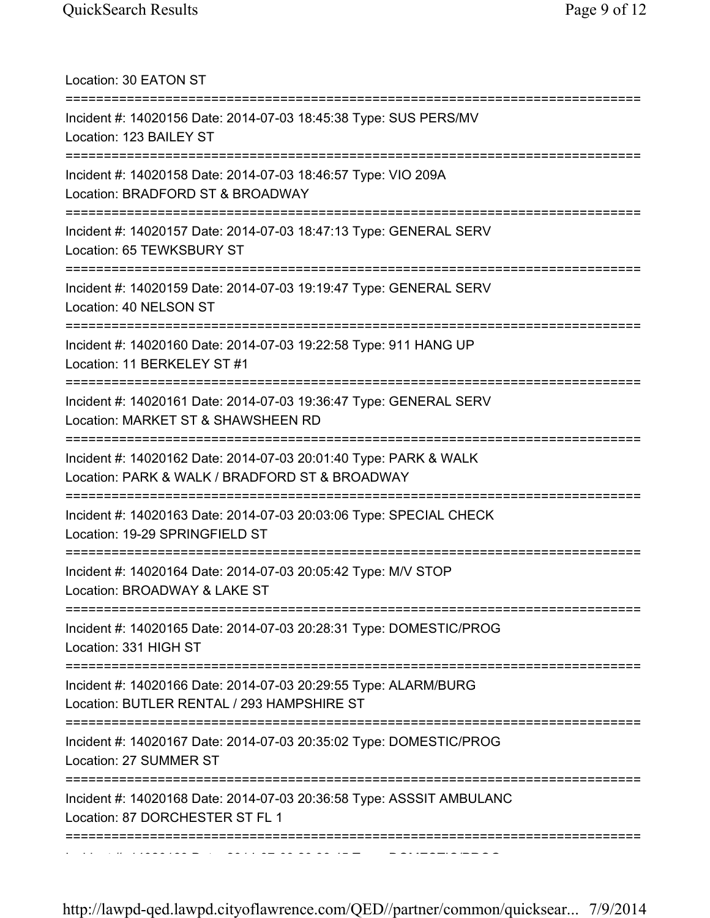Location: 30 EATON ST

===========================================================================

Incident #: 14020156 Date: 2014-07-03 18:45:38 Type: SUS PERS/MV
Location: 123 BAILEY ST

===========================================================================

Incident #: 14020158 Date: 2014-07-03 18:46:57 Type: VIO 209A
Location: BRADFORD ST & BROADWAY

===========================================================================

Incident #: 14020157 Date: 2014-07-03 18:47:13 Type: GENERAL SERV
Location: 65 TEWKSBURY ST

===========================================================================

Incident #: 14020159 Date: 2014-07-03 19:19:47 Type: GENERAL SERV
Location: 40 NELSON ST

===========================================================================

Incident #: 14020160 Date: 2014-07-03 19:22:58 Type: 911 HANG UP
Location: 11 BERKELEY ST #1

===========================================================================

Incident #: 14020161 Date: 2014-07-03 19:36:47 Type: GENERAL SERV
Location: MARKET ST & SHAWSHEEN RD

===========================================================================

Incident #: 14020162 Date: 2014-07-03 20:01:40 Type: PARK & WALK
Location: PARK & WALK / BRADFORD ST & BROADWAY

===========================================================================

Incident #: 14020163 Date: 2014-07-03 20:03:06 Type: SPECIAL CHECK
Location: 19-29 SPRINGFIELD ST

===========================================================================

Incident #: 14020164 Date: 2014-07-03 20:05:42 Type: M/V STOP
Location: BROADWAY & LAKE ST

===========================================================================

Incident #: 14020165 Date: 2014-07-03 20:28:31 Type: DOMESTIC/PROG
Location: 331 HIGH ST

===========================================================================

Incident #: 14020166 Date: 2014-07-03 20:29:55 Type: ALARM/BURG
Location: BUTLER RENTAL / 293 HAMPSHIRE ST

===========================================================================

Incident #: 14020167 Date: 2014-07-03 20:35:02 Type: DOMESTIC/PROG
Location: 27 SUMMER ST

===========================================================================

Incident #: 14020168 Date: 2014-07-03 20:36:58 Type: ASSSIT AMBULANC
Location: 87 DORCHESTER ST FL 1

===========================================================================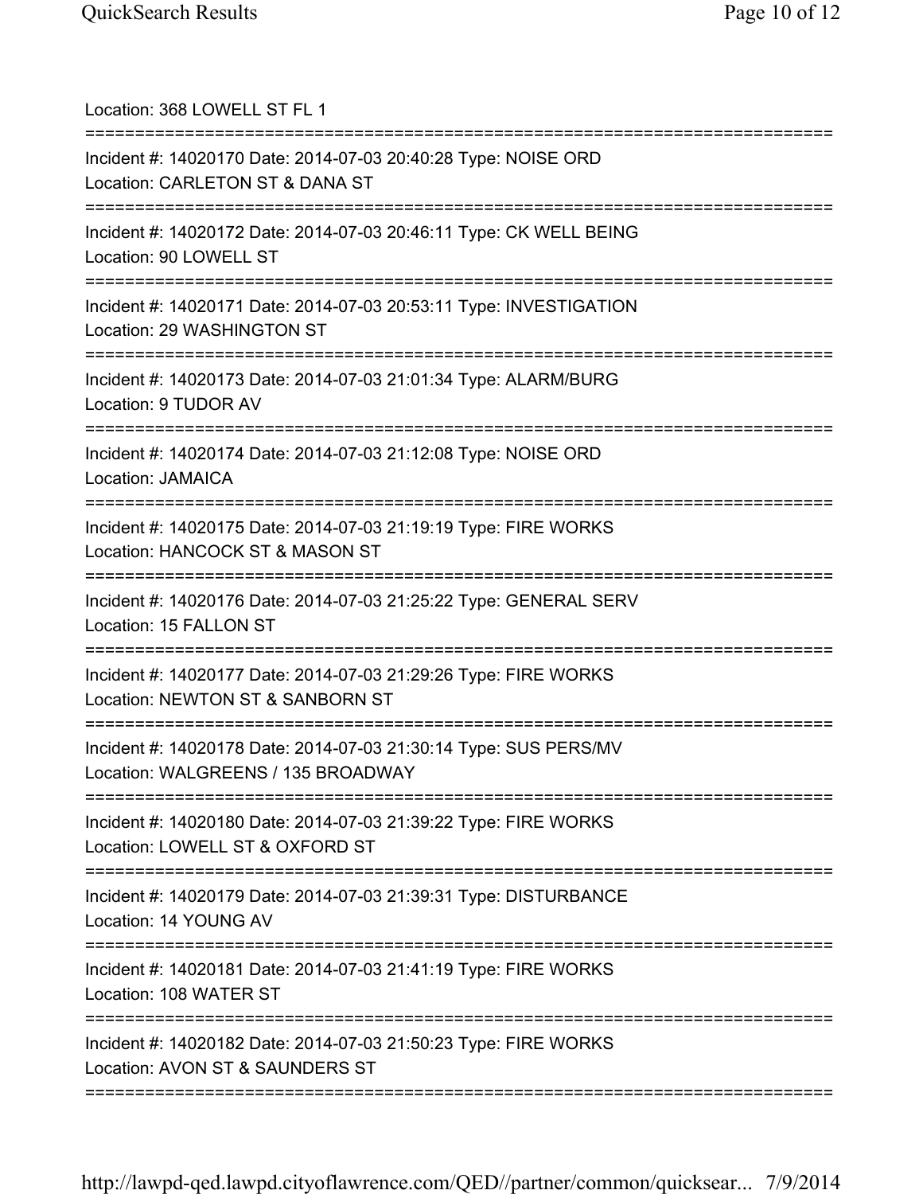Location: 368 LOWELL ST FL 1

===========================================================================

Incident #: 14020170 Date: 2014-07-03 20:40:28 Type: NOISE ORD
Location: CARLETON ST & DANA ST

===========================================================================

Incident #: 14020172 Date: 2014-07-03 20:46:11 Type: CK WELL BEING
Location: 90 LOWELL ST

===========================================================================

Incident #: 14020171 Date: 2014-07-03 20:53:11 Type: INVESTIGATION
Location: 29 WASHINGTON ST

===========================================================================

Incident #: 14020173 Date: 2014-07-03 21:01:34 Type: ALARM/BURG
Location: 9 TUDOR AV

===========================================================================

Incident #: 14020174 Date: 2014-07-03 21:12:08 Type: NOISE ORD
Location: JAMAICA

===========================================================================

Incident #: 14020175 Date: 2014-07-03 21:19:19 Type: FIRE WORKS
Location: HANCOCK ST & MASON ST

===========================================================================

Incident #: 14020176 Date: 2014-07-03 21:25:22 Type: GENERAL SERV
Location: 15 FALLON ST

===========================================================================

Incident #: 14020177 Date: 2014-07-03 21:29:26 Type: FIRE WORKS
Location: NEWTON ST & SANBORN ST

===========================================================================

Incident #: 14020178 Date: 2014-07-03 21:30:14 Type: SUS PERS/MV
Location: WALGREENS / 135 BROADWAY

===========================================================================

Incident #: 14020180 Date: 2014-07-03 21:39:22 Type: FIRE WORKS
Location: LOWELL ST & OXFORD ST

===========================================================================

Incident #: 14020179 Date: 2014-07-03 21:39:31 Type: DISTURBANCE
Location: 14 YOUNG AV

===========================================================================

Incident #: 14020181 Date: 2014-07-03 21:41:19 Type: FIRE WORKS
Location: 108 WATER ST

===========================================================================

Incident #: 14020182 Date: 2014-07-03 21:50:23 Type: FIRE WORKS
Location: AVON ST & SAUNDERS ST

===========================================================================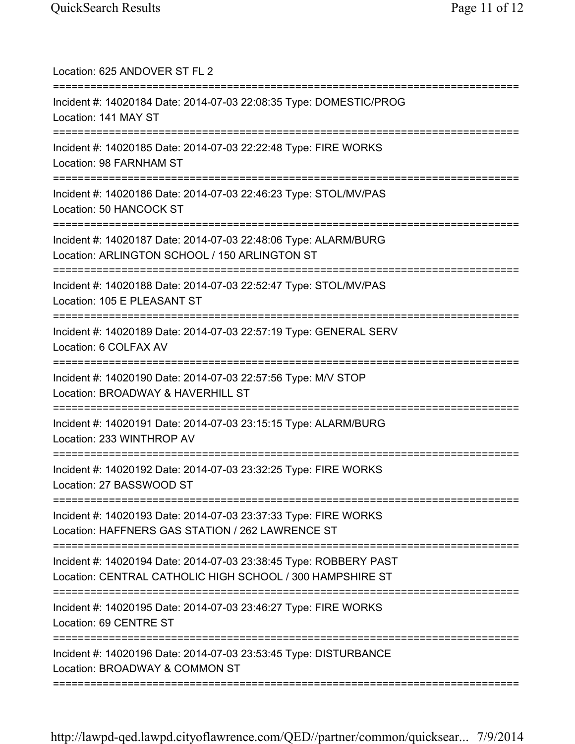Location: 625 ANDOVER ST FL 2

===========================================================================

Incident #: 14020184 Date: 2014-07-03 22:08:35 Type: DOMESTIC/PROG
Location: 141 MAY ST

===========================================================================

Incident #: 14020185 Date: 2014-07-03 22:22:48 Type: FIRE WORKS
Location: 98 FARNHAM ST

===========================================================================

Incident #: 14020186 Date: 2014-07-03 22:46:23 Type: STOL/MV/PAS
Location: 50 HANCOCK ST

===========================================================================

Incident #: 14020187 Date: 2014-07-03 22:48:06 Type: ALARM/BURG
Location: ARLINGTON SCHOOL / 150 ARLINGTON ST

===========================================================================

Incident #: 14020188 Date: 2014-07-03 22:52:47 Type: STOL/MV/PAS
Location: 105 E PLEASANT ST

===========================================================================

Incident #: 14020189 Date: 2014-07-03 22:57:19 Type: GENERAL SERV
Location: 6 COLFAX AV

===========================================================================

Incident #: 14020190 Date: 2014-07-03 22:57:56 Type: M/V STOP
Location: BROADWAY & HAVERHILL ST

===========================================================================

Incident #: 14020191 Date: 2014-07-03 23:15:15 Type: ALARM/BURG
Location: 233 WINTHROP AV

===========================================================================

Incident #: 14020192 Date: 2014-07-03 23:32:25 Type: FIRE WORKS
Location: 27 BASSWOOD ST

===========================================================================

Incident #: 14020193 Date: 2014-07-03 23:37:33 Type: FIRE WORKS
Location: HAFFNERS GAS STATION / 262 LAWRENCE ST

===========================================================================

Incident #: 14020194 Date: 2014-07-03 23:38:45 Type: ROBBERY PAST
Location: CENTRAL CATHOLIC HIGH SCHOOL / 300 HAMPSHIRE ST

===========================================================================

Incident #: 14020195 Date: 2014-07-03 23:46:27 Type: FIRE WORKS
Location: 69 CENTRE ST

===========================================================================

Incident #: 14020196 Date: 2014-07-03 23:53:45 Type: DISTURBANCE
Location: BROADWAY & COMMON ST

===========================================================================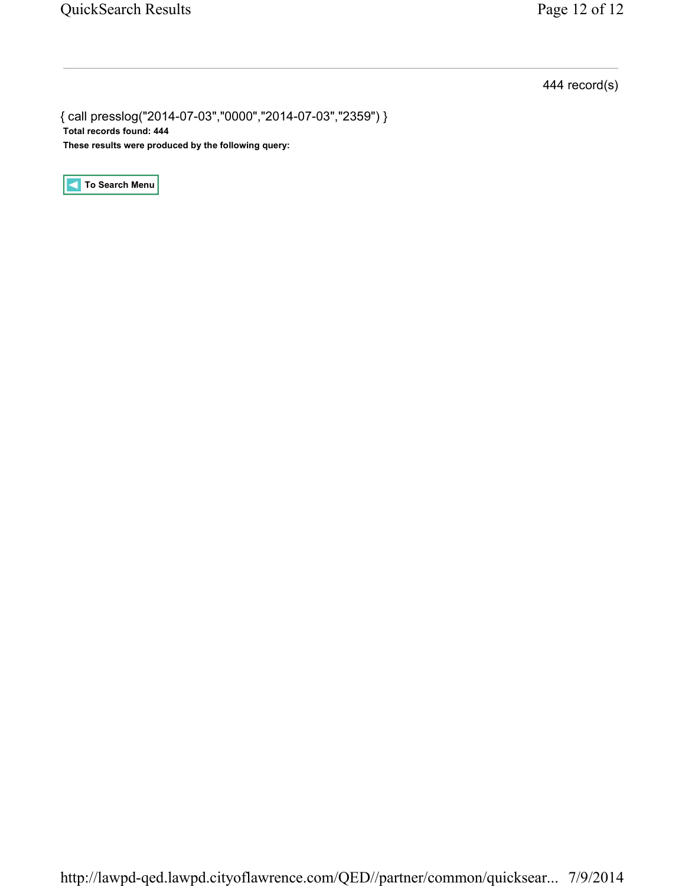444 record(s)

{ call presslog("2014-07-03","0000","2014-07-03","2359") }

**Total records found: 444**

**These results were produced by the following query:**

**To Search Menu**